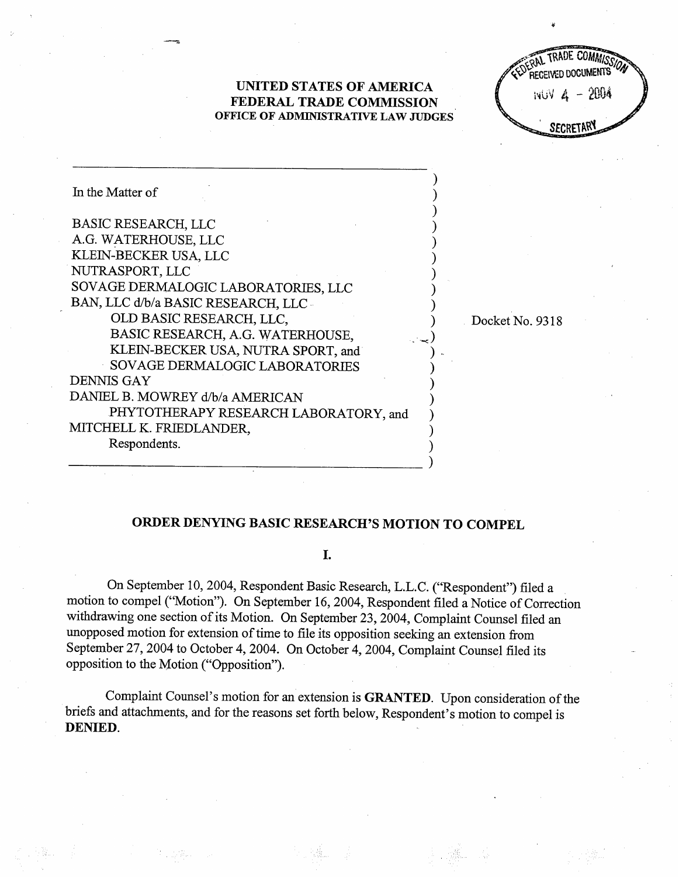**UNITED STATES OF AMERICA**
**FEDERAL TRADE COMMISSION**
**OFFICE OF ADMINISTRATIVE LAW JUDGES**

FEDERAL TRADE COMMISSION RECEIVED DOCUMENTS NOV 4 - 2004 SECRETARY

In the Matter of

BASIC RESEARCH, LLC
A.G. WATERHOUSE, LLC
KLEIN-BECKER USA, LLC
NUTRASPORT, LLC
SOVAGE DERMALOGIC LABORATORIES, LLC
BAN, LLC d/b/a BASIC RESEARCH, LLC
OLD BASIC RESEARCH, LLC,
BASIC RESEARCH, A.G. WATERHOUSE,
KLEIN-BECKER USA, NUTRA SPORT, and
SOVAGE DERMALOGIC LABORATORIES
DENNIS GAY
DANIEL B. MOWREY d/b/a AMERICAN
PHYTOTHERAPY RESEARCH LABORATORY, and
MITCHELL K. FRIEDLANDER,
Respondents.

Docket No. 9318

## ORDER DENYING BASIC RESEARCH'S MOTION TO COMPEL

### I.

On September 10, 2004, Respondent Basic Research, L.L.C. ("Respondent") filed a motion to compel ("Motion"). On September 16, 2004, Respondent filed a Notice of Correction withdrawing one section of its Motion. On September 23, 2004, Complaint Counsel filed an unopposed motion for extension of time to file its opposition seeking an extension from September 27, 2004 to October 4, 2004. On October 4, 2004, Complaint Counsel filed its opposition to the Motion ("Opposition").

Complaint Counsel's motion for an extension is **GRANTED**. Upon consideration of the briefs and attachments, and for the reasons set forth below, Respondent's motion to compel is **DENIED**.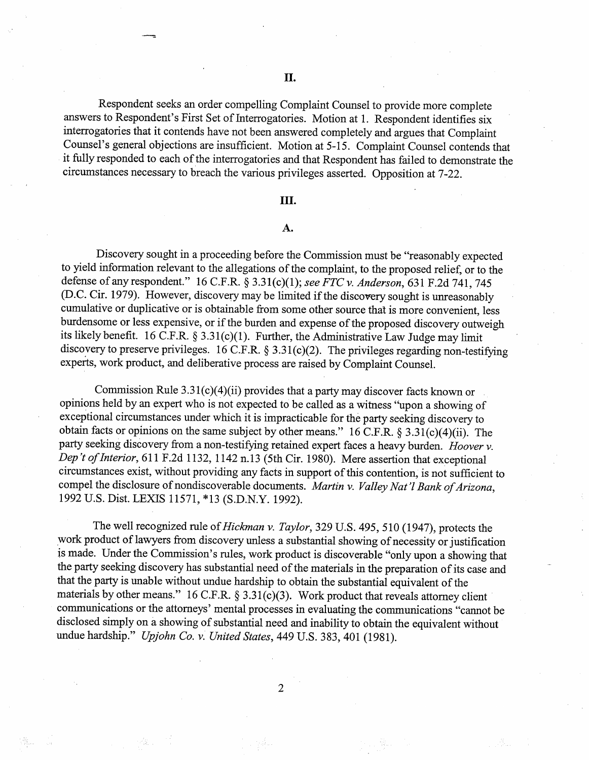## II.

Respondent seeks an order compelling Complaint Counsel to provide more complete answers to Respondent's First Set of Interrogatories. Motion at 1. Respondent identifies six interrogatories that it contends have not been answered completely and argues that Complaint Counsel's general objections are insufficient. Motion at 5-15. Complaint Counsel contends that it fully responded to each of the interrogatories and that Respondent has failed to demonstrate the circumstances necessary to breach the various privileges asserted. Opposition at 7-22.

## III.

### A.

Discovery sought in a proceeding before the Commission must be "reasonably expected to yield information relevant to the allegations of the complaint, to the proposed relief, or to the defense of any respondent." 16 C.F.R. § 3.31(c)(1); *see FTC v. Anderson*, 631 F.2d 741, 745 (D.C. Cir. 1979). However, discovery may be limited if the discovery sought is unreasonably cumulative or duplicative or is obtainable from some other source that is more convenient, less burdensome or less expensive, or if the burden and expense of the proposed discovery outweigh its likely benefit. 16 C.F.R. § 3.31(c)(1). Further, the Administrative Law Judge may limit discovery to preserve privileges. 16 C.F.R. § 3.31(c)(2). The privileges regarding non-testifying experts, work product, and deliberative process are raised by Complaint Counsel.

Commission Rule 3.31(c)(4)(ii) provides that a party may discover facts known or opinions held by an expert who is not expected to be called as a witness "upon a showing of exceptional circumstances under which it is impracticable for the party seeking discovery to obtain facts or opinions on the same subject by other means." 16 C.F.R. § 3.31(c)(4)(ii). The party seeking discovery from a non-testifying retained expert faces a heavy burden. *Hoover v. Dep't of Interior*, 611 F.2d 1132, 1142 n.13 (5th Cir. 1980). Mere assertion that exceptional circumstances exist, without providing any facts in support of this contention, is not sufficient to compel the disclosure of nondiscoverable documents. *Martin v. Valley Nat'l Bank of Arizona*, 1992 U.S. Dist. LEXIS 11571, *13 (S.D.N.Y. 1992).

The well recognized rule of *Hickman v. Taylor*, 329 U.S. 495, 510 (1947), protects the work product of lawyers from discovery unless a substantial showing of necessity or justification is made. Under the Commission's rules, work product is discoverable "only upon a showing that the party seeking discovery has substantial need of the materials in the preparation of its case and that the party is unable without undue hardship to obtain the substantial equivalent of the materials by other means." 16 C.F.R. § 3.31(c)(3). Work product that reveals attorney client communications or the attorneys' mental processes in evaluating the communications "cannot be disclosed simply on a showing of substantial need and inability to obtain the equivalent without undue hardship." *Upjohn Co. v. United States*, 449 U.S. 383, 401 (1981).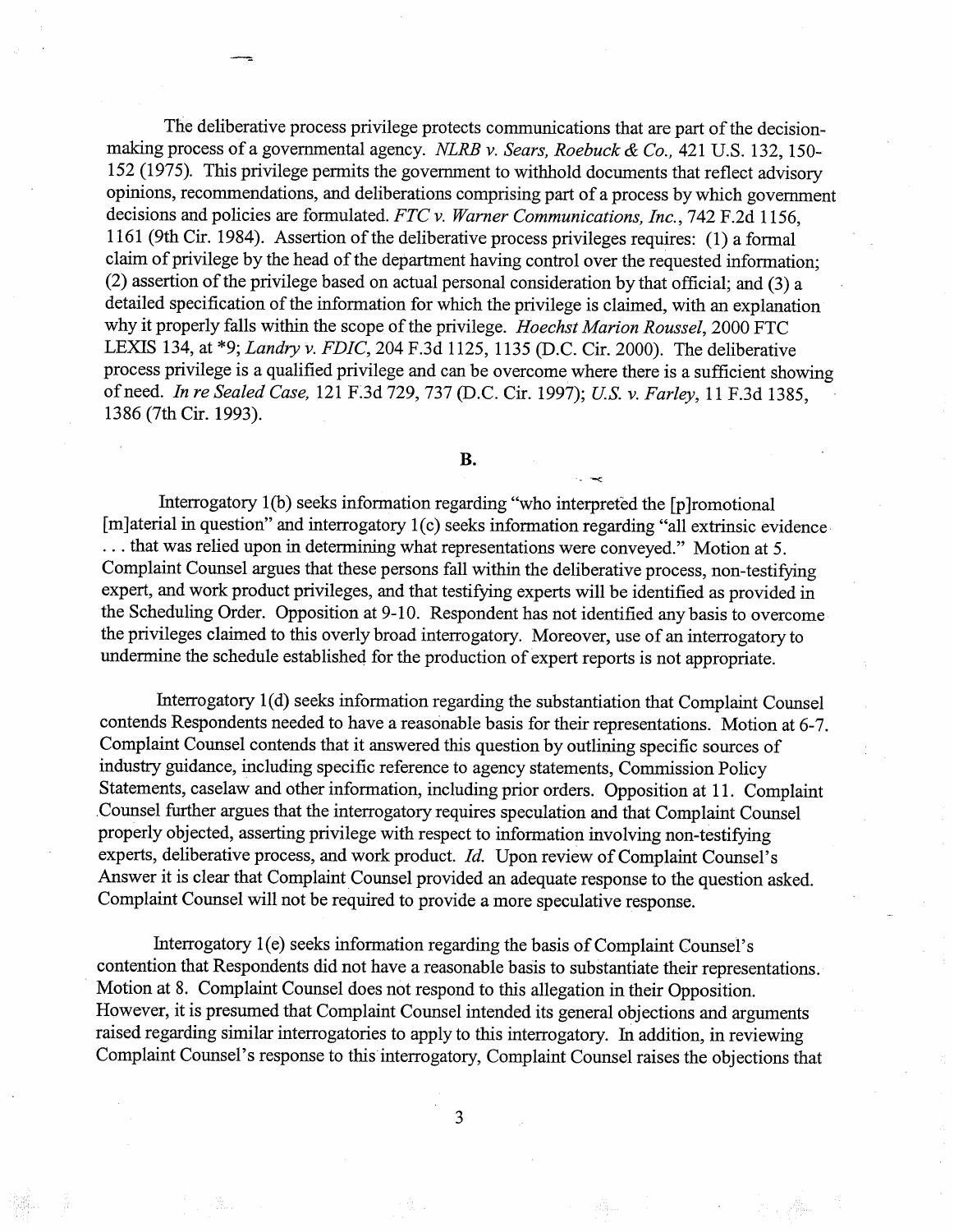The deliberative process privilege protects communications that are part of the decision-making process of a governmental agency. *NLRB v. Sears, Roebuck & Co.*, 421 U.S. 132, 150-152 (1975). This privilege permits the government to withhold documents that reflect advisory opinions, recommendations, and deliberations comprising part of a process by which government decisions and policies are formulated. *FTC v. Warner Communications, Inc.*, 742 F.2d 1156, 1161 (9th Cir. 1984). Assertion of the deliberative process privileges requires: (1) a formal claim of privilege by the head of the department having control over the requested information; (2) assertion of the privilege based on actual personal consideration by that official; and (3) a detailed specification of the information for which the privilege is claimed, with an explanation why it properly falls within the scope of the privilege. *Hoechst Marion Roussel*, 2000 FTC LEXIS 134, at *9; *Landry v. FDIC*, 204 F.3d 1125, 1135 (D.C. Cir. 2000). The deliberative process privilege is a qualified privilege and can be overcome where there is a sufficient showing of need. *In re Sealed Case*, 121 F.3d 729, 737 (D.C. Cir. 1997); *U.S. v. Farley*, 11 F.3d 1385, 1386 (7th Cir. 1993).

**B.**

Interrogatory 1(b) seeks information regarding "who interpreted the [p]romotional [m]aterial in question" and interrogatory 1(c) seeks information regarding "all extrinsic evidence . . . that was relied upon in determining what representations were conveyed." Motion at 5. Complaint Counsel argues that these persons fall within the deliberative process, non-testifying expert, and work product privileges, and that testifying experts will be identified as provided in the Scheduling Order. Opposition at 9-10. Respondent has not identified any basis to overcome the privileges claimed to this overly broad interrogatory. Moreover, use of an interrogatory to undermine the schedule established for the production of expert reports is not appropriate.

Interrogatory 1(d) seeks information regarding the substantiation that Complaint Counsel contends Respondents needed to have a reasonable basis for their representations. Motion at 6-7. Complaint Counsel contends that it answered this question by outlining specific sources of industry guidance, including specific reference to agency statements, Commission Policy Statements, caselaw and other information, including prior orders. Opposition at 11. Complaint Counsel further argues that the interrogatory requires speculation and that Complaint Counsel properly objected, asserting privilege with respect to information involving non-testifying experts, deliberative process, and work product. *Id.* Upon review of Complaint Counsel's Answer it is clear that Complaint Counsel provided an adequate response to the question asked. Complaint Counsel will not be required to provide a more speculative response.

Interrogatory 1(e) seeks information regarding the basis of Complaint Counsel's contention that Respondents did not have a reasonable basis to substantiate their representations. Motion at 8. Complaint Counsel does not respond to this allegation in their Opposition. However, it is presumed that Complaint Counsel intended its general objections and arguments raised regarding similar interrogatories to apply to this interrogatory. In addition, in reviewing Complaint Counsel's response to this interrogatory, Complaint Counsel raises the objections that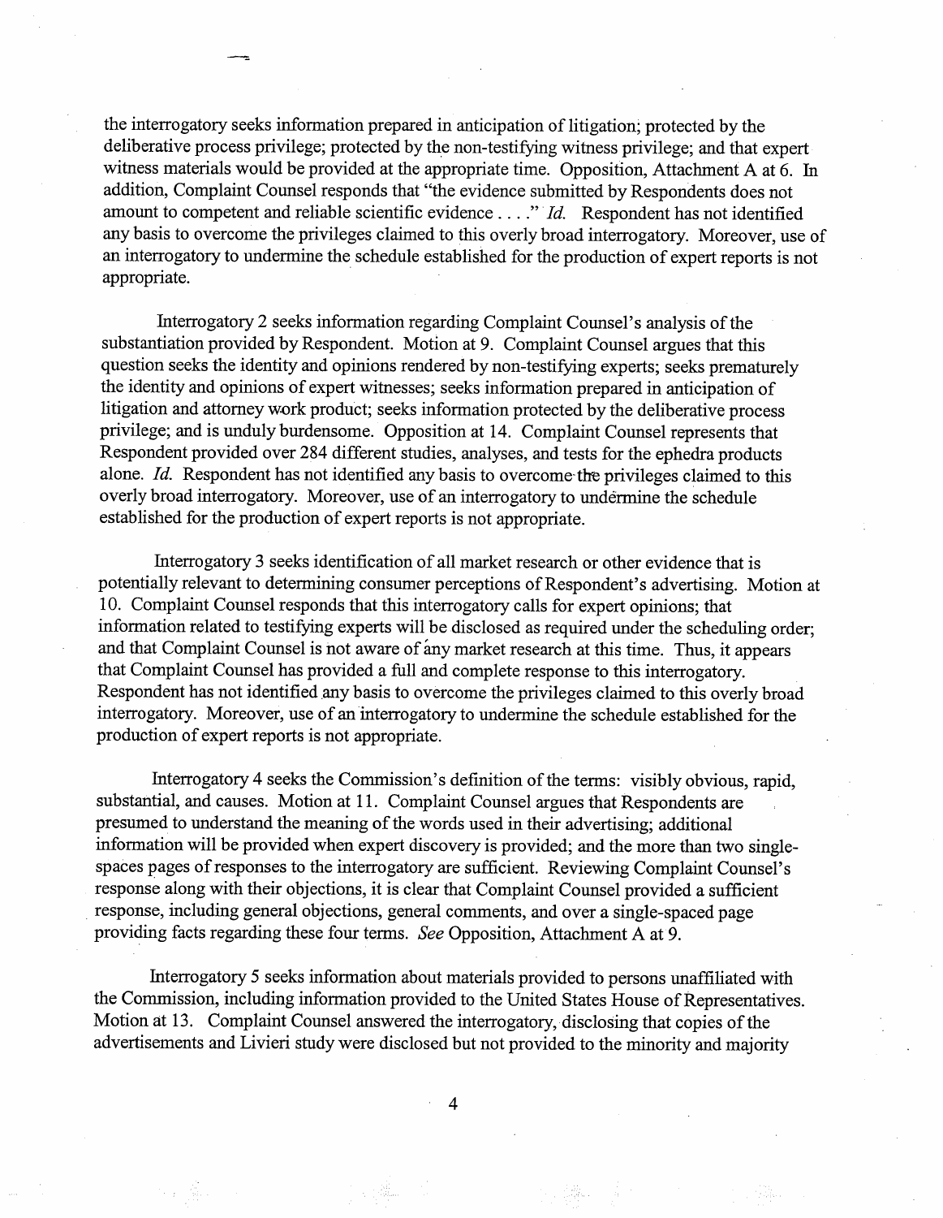the interrogatory seeks information prepared in anticipation of litigation; protected by the deliberative process privilege; protected by the non-testifying witness privilege; and that expert witness materials would be provided at the appropriate time. Opposition, Attachment A at 6. In addition, Complaint Counsel responds that "the evidence submitted by Respondents does not amount to competent and reliable scientific evidence . . . ." *Id.* Respondent has not identified any basis to overcome the privileges claimed to this overly broad interrogatory. Moreover, use of an interrogatory to undermine the schedule established for the production of expert reports is not appropriate.

Interrogatory 2 seeks information regarding Complaint Counsel's analysis of the substantiation provided by Respondent. Motion at 9. Complaint Counsel argues that this question seeks the identity and opinions rendered by non-testifying experts; seeks prematurely the identity and opinions of expert witnesses; seeks information prepared in anticipation of litigation and attorney work product; seeks information protected by the deliberative process privilege; and is unduly burdensome. Opposition at 14. Complaint Counsel represents that Respondent provided over 284 different studies, analyses, and tests for the ephedra products alone. *Id.* Respondent has not identified any basis to overcome the privileges claimed to this overly broad interrogatory. Moreover, use of an interrogatory to undermine the schedule established for the production of expert reports is not appropriate.

Interrogatory 3 seeks identification of all market research or other evidence that is potentially relevant to determining consumer perceptions of Respondent's advertising. Motion at 10. Complaint Counsel responds that this interrogatory calls for expert opinions; that information related to testifying experts will be disclosed as required under the scheduling order; and that Complaint Counsel is not aware of any market research at this time. Thus, it appears that Complaint Counsel has provided a full and complete response to this interrogatory. Respondent has not identified any basis to overcome the privileges claimed to this overly broad interrogatory. Moreover, use of an interrogatory to undermine the schedule established for the production of expert reports is not appropriate.

Interrogatory 4 seeks the Commission's definition of the terms: visibly obvious, rapid, substantial, and causes. Motion at 11. Complaint Counsel argues that Respondents are presumed to understand the meaning of the words used in their advertising; additional information will be provided when expert discovery is provided; and the more than two single-spaces pages of responses to the interrogatory are sufficient. Reviewing Complaint Counsel's response along with their objections, it is clear that Complaint Counsel provided a sufficient response, including general objections, general comments, and over a single-spaced page providing facts regarding these four terms. *See* Opposition, Attachment A at 9.

Interrogatory 5 seeks information about materials provided to persons unaffiliated with the Commission, including information provided to the United States House of Representatives. Motion at 13. Complaint Counsel answered the interrogatory, disclosing that copies of the advertisements and Livieri study were disclosed but not provided to the minority and majority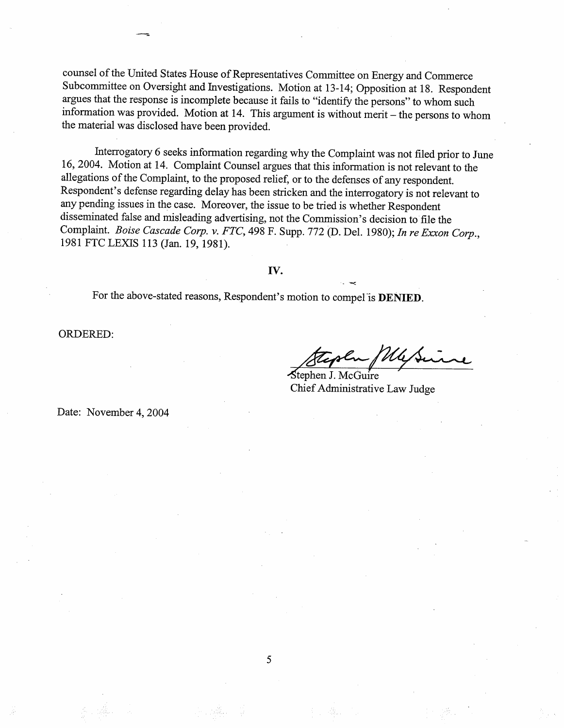counsel of the United States House of Representatives Committee on Energy and Commerce Subcommittee on Oversight and Investigations. Motion at 13-14; Opposition at 18. Respondent argues that the response is incomplete because it fails to "identify the persons" to whom such information was provided. Motion at 14. This argument is without merit – the persons to whom the material was disclosed have been provided.

Interrogatory 6 seeks information regarding why the Complaint was not filed prior to June 16, 2004. Motion at 14. Complaint Counsel argues that this information is not relevant to the allegations of the Complaint, to the proposed relief, or to the defenses of any respondent. Respondent's defense regarding delay has been stricken and the interrogatory is not relevant to any pending issues in the case. Moreover, the issue to be tried is whether Respondent disseminated false and misleading advertising, not the Commission's decision to file the Complaint. *Boise Cascade Corp. v. FTC*, 498 F. Supp. 772 (D. Del. 1980); *In re Exxon Corp.*, 1981 FTC LEXIS 113 (Jan. 19, 1981).

## IV.

For the above-stated reasons, Respondent's motion to compel is **DENIED**.

ORDERED:

Stephen J. McGuire
Chief Administrative Law Judge

Date: November 4, 2004